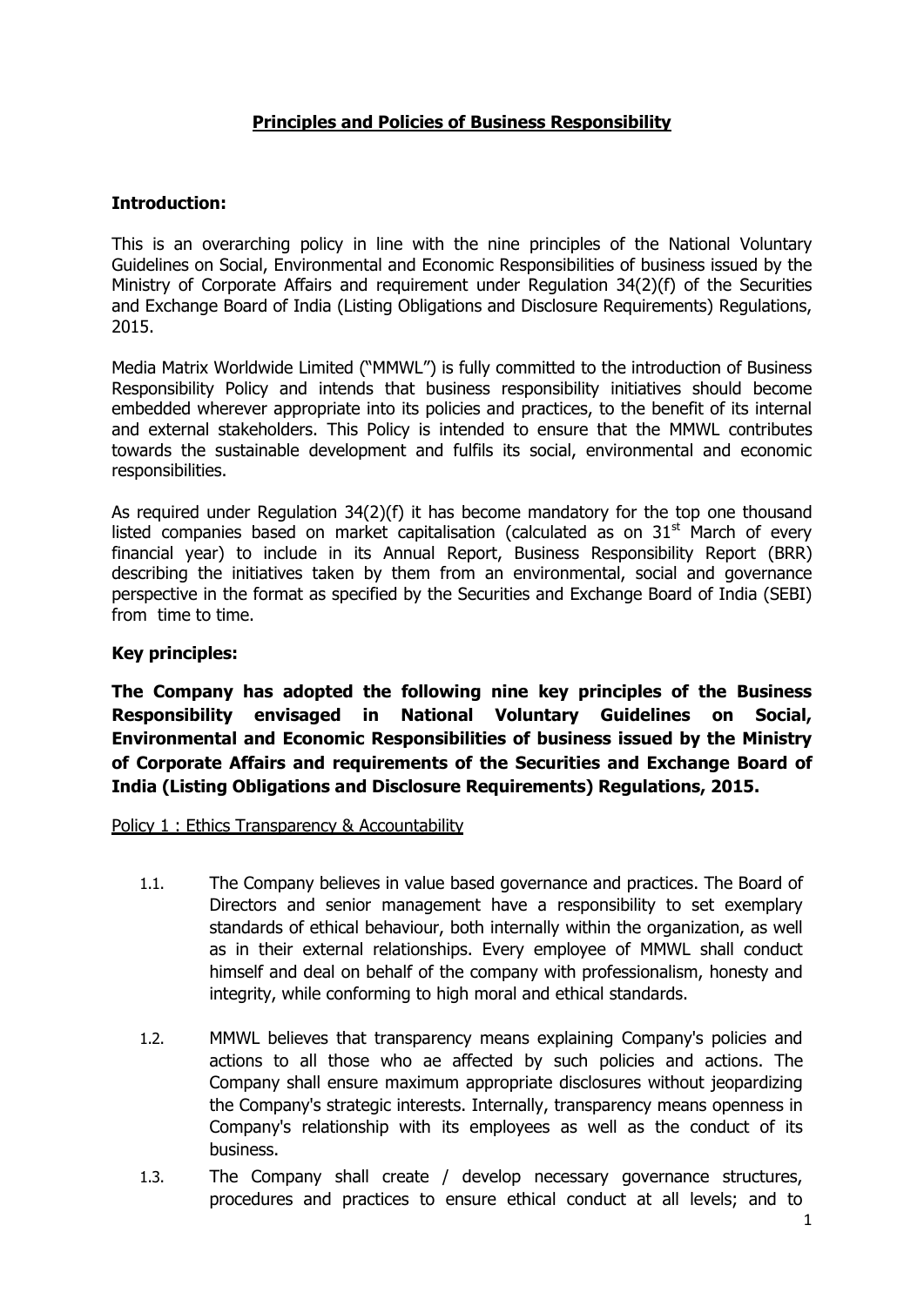# Principles and Policies of Business Responsibility

**Introduction:**

This is an overarching policy in line with the nine principles of the National Voluntary Guidelines on Social, Environmental and Economic Responsibilities of business issued by the Ministry of Corporate Affairs and requirement under Regulation 34(2)(f) of the Securities and Exchange Board of India (Listing Obligations and Disclosure Requirements) Regulations, 2015.

Media Matrix Worldwide Limited ("MMWL") is fully committed to the introduction of Business Responsibility Policy and intends that business responsibility initiatives should become embedded wherever appropriate into its policies and practices, to the benefit of its internal and external stakeholders. This Policy is intended to ensure that the MMWL contributes towards the sustainable development and fulfils its social, environmental and economic responsibilities.

As required under Regulation 34(2)(f) it has become mandatory for the top one thousand listed companies based on market capitalisation (calculated as on 31st March of every financial year) to include in its Annual Report, Business Responsibility Report (BRR) describing the initiatives taken by them from an environmental, social and governance perspective in the format as specified by the Securities and Exchange Board of India (SEBI) from time to time.

**Key principles:**

**The Company has adopted the following nine key principles of the Business Responsibility envisaged in National Voluntary Guidelines on Social, Environmental and Economic Responsibilities of business issued by the Ministry of Corporate Affairs and requirements of the Securities and Exchange Board of India (Listing Obligations and Disclosure Requirements) Regulations, 2015.**

Policy 1 : Ethics Transparency & Accountability

1.1. The Company believes in value based governance and practices. The Board of Directors and senior management have a responsibility to set exemplary standards of ethical behaviour, both internally within the organization, as well as in their external relationships. Every employee of MMWL shall conduct himself and deal on behalf of the company with professionalism, honesty and integrity, while conforming to high moral and ethical standards.

1.2. MMWL believes that transparency means explaining Company's policies and actions to all those who ae affected by such policies and actions. The Company shall ensure maximum appropriate disclosures without jeopardizing the Company's strategic interests. Internally, transparency means openness in Company's relationship with its employees as well as the conduct of its business.

1.3. The Company shall create / develop necessary governance structures, procedures and practices to ensure ethical conduct at all levels; and to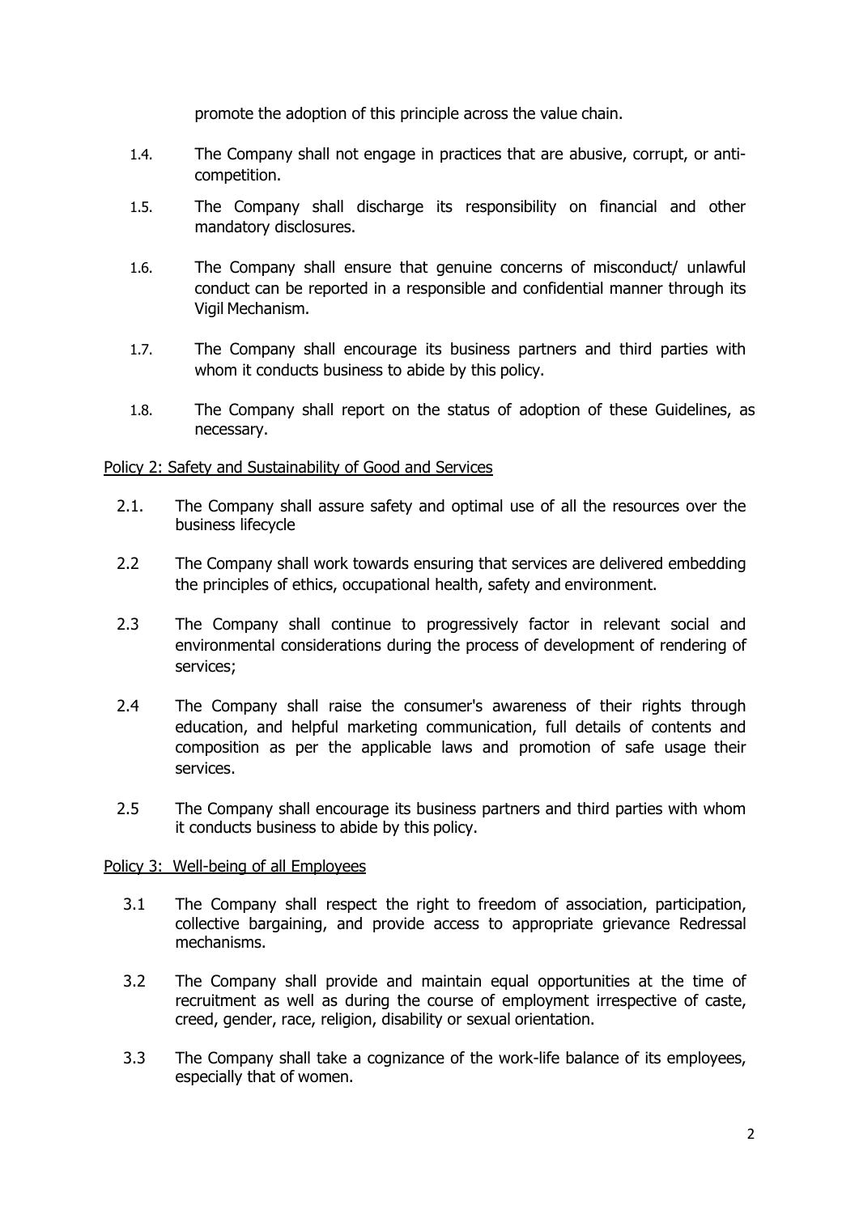promote the adoption of this principle across the value chain.

1.4. The Company shall not engage in practices that are abusive, corrupt, or anti-competition.

1.5. The Company shall discharge its responsibility on financial and other mandatory disclosures.

1.6. The Company shall ensure that genuine concerns of misconduct/ unlawful conduct can be reported in a responsible and confidential manner through its Vigil Mechanism.

1.7. The Company shall encourage its business partners and third parties with whom it conducts business to abide by this policy.

1.8. The Company shall report on the status of adoption of these Guidelines, as necessary.

<u>Policy 2: Safety and Sustainability of Good and Services</u>

2.1. The Company shall assure safety and optimal use of all the resources over the business lifecycle

2.2 The Company shall work towards ensuring that services are delivered embedding the principles of ethics, occupational health, safety and environment.

2.3 The Company shall continue to progressively factor in relevant social and environmental considerations during the process of development of rendering of services;

2.4 The Company shall raise the consumer's awareness of their rights through education, and helpful marketing communication, full details of contents and composition as per the applicable laws and promotion of safe usage their services.

2.5 The Company shall encourage its business partners and third parties with whom it conducts business to abide by this policy.

<u>Policy 3: Well-being of all Employees</u>

3.1 The Company shall respect the right to freedom of association, participation, collective bargaining, and provide access to appropriate grievance Redressal mechanisms.

3.2 The Company shall provide and maintain equal opportunities at the time of recruitment as well as during the course of employment irrespective of caste, creed, gender, race, religion, disability or sexual orientation.

3.3 The Company shall take a cognizance of the work-life balance of its employees, especially that of women.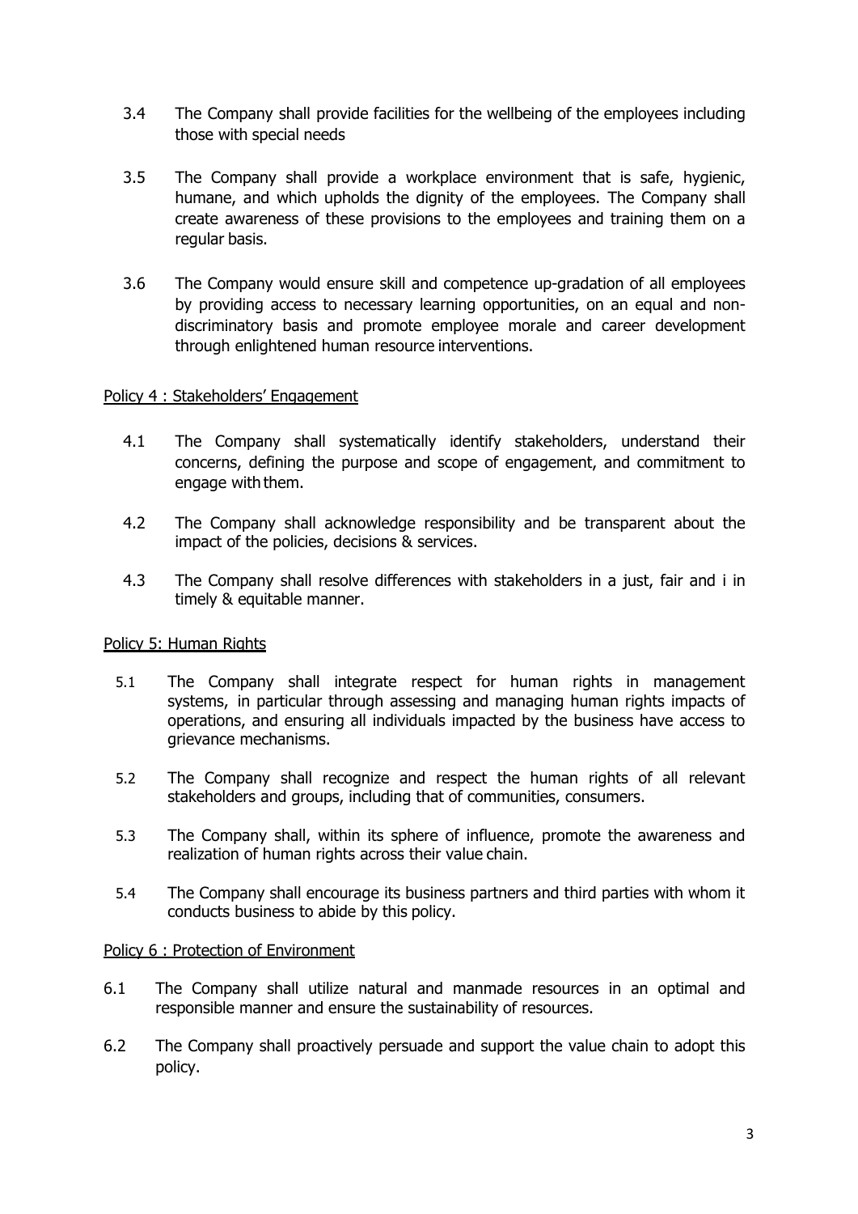3.4 The Company shall provide facilities for the wellbeing of the employees including those with special needs

3.5 The Company shall provide a workplace environment that is safe, hygienic, humane, and which upholds the dignity of the employees. The Company shall create awareness of these provisions to the employees and training them on a regular basis.

3.6 The Company would ensure skill and competence up-gradation of all employees by providing access to necessary learning opportunities, on an equal and non-discriminatory basis and promote employee morale and career development through enlightened human resource interventions.

<u>Policy 4 : Stakeholders' Engagement</u>

4.1 The Company shall systematically identify stakeholders, understand their concerns, defining the purpose and scope of engagement, and commitment to engage with them.

4.2 The Company shall acknowledge responsibility and be transparent about the impact of the policies, decisions & services.

4.3 The Company shall resolve differences with stakeholders in a just, fair and i in timely & equitable manner.

<u>Policy 5: Human Rights</u>

5.1 The Company shall integrate respect for human rights in management systems, in particular through assessing and managing human rights impacts of operations, and ensuring all individuals impacted by the business have access to grievance mechanisms.

5.2 The Company shall recognize and respect the human rights of all relevant stakeholders and groups, including that of communities, consumers.

5.3 The Company shall, within its sphere of influence, promote the awareness and realization of human rights across their value chain.

5.4 The Company shall encourage its business partners and third parties with whom it conducts business to abide by this policy.

<u>Policy 6 : Protection of Environment</u>

6.1 The Company shall utilize natural and manmade resources in an optimal and responsible manner and ensure the sustainability of resources.

6.2 The Company shall proactively persuade and support the value chain to adopt this policy.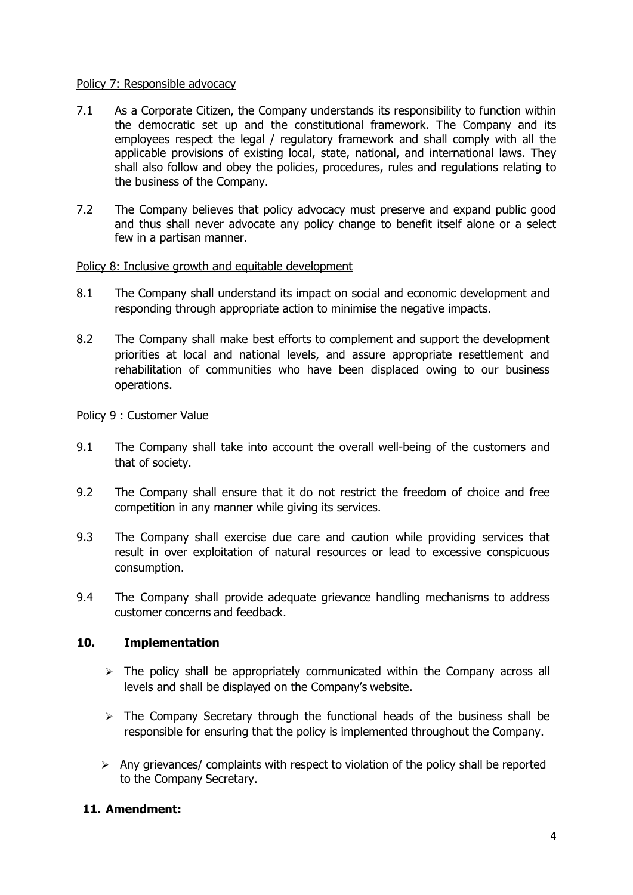Policy 7: Responsible advocacy

7.1 As a Corporate Citizen, the Company understands its responsibility to function within the democratic set up and the constitutional framework. The Company and its employees respect the legal / regulatory framework and shall comply with all the applicable provisions of existing local, state, national, and international laws. They shall also follow and obey the policies, procedures, rules and regulations relating to the business of the Company.

7.2 The Company believes that policy advocacy must preserve and expand public good and thus shall never advocate any policy change to benefit itself alone or a select few in a partisan manner.

Policy 8: Inclusive growth and equitable development

8.1 The Company shall understand its impact on social and economic development and responding through appropriate action to minimise the negative impacts.

8.2 The Company shall make best efforts to complement and support the development priorities at local and national levels, and assure appropriate resettlement and rehabilitation of communities who have been displaced owing to our business operations.

Policy 9 : Customer Value

9.1 The Company shall take into account the overall well-being of the customers and that of society.

9.2 The Company shall ensure that it do not restrict the freedom of choice and free competition in any manner while giving its services.

9.3 The Company shall exercise due care and caution while providing services that result in over exploitation of natural resources or lead to excessive conspicuous consumption.

9.4 The Company shall provide adequate grievance handling mechanisms to address customer concerns and feedback.

## 10. Implementation

- The policy shall be appropriately communicated within the Company across all levels and shall be displayed on the Company's website.
- The Company Secretary through the functional heads of the business shall be responsible for ensuring that the policy is implemented throughout the Company.
- Any grievances/ complaints with respect to violation of the policy shall be reported to the Company Secretary.

## 11. Amendment: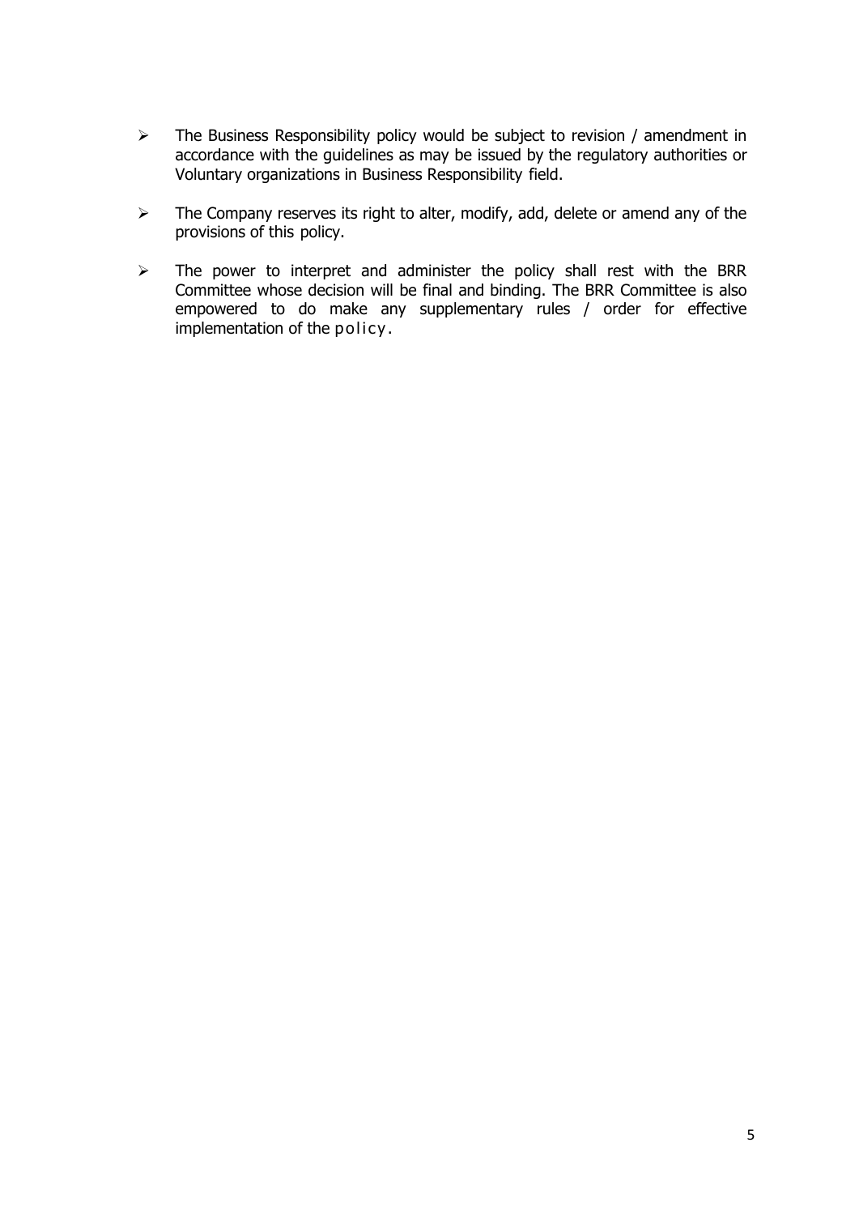- The Business Responsibility policy would be subject to revision / amendment in accordance with the guidelines as may be issued by the regulatory authorities or Voluntary organizations in Business Responsibility field.

- The Company reserves its right to alter, modify, add, delete or amend any of the provisions of this policy.

- The power to interpret and administer the policy shall rest with the BRR Committee whose decision will be final and binding. The BRR Committee is also empowered to do make any supplementary rules / order for effective implementation of the policy.